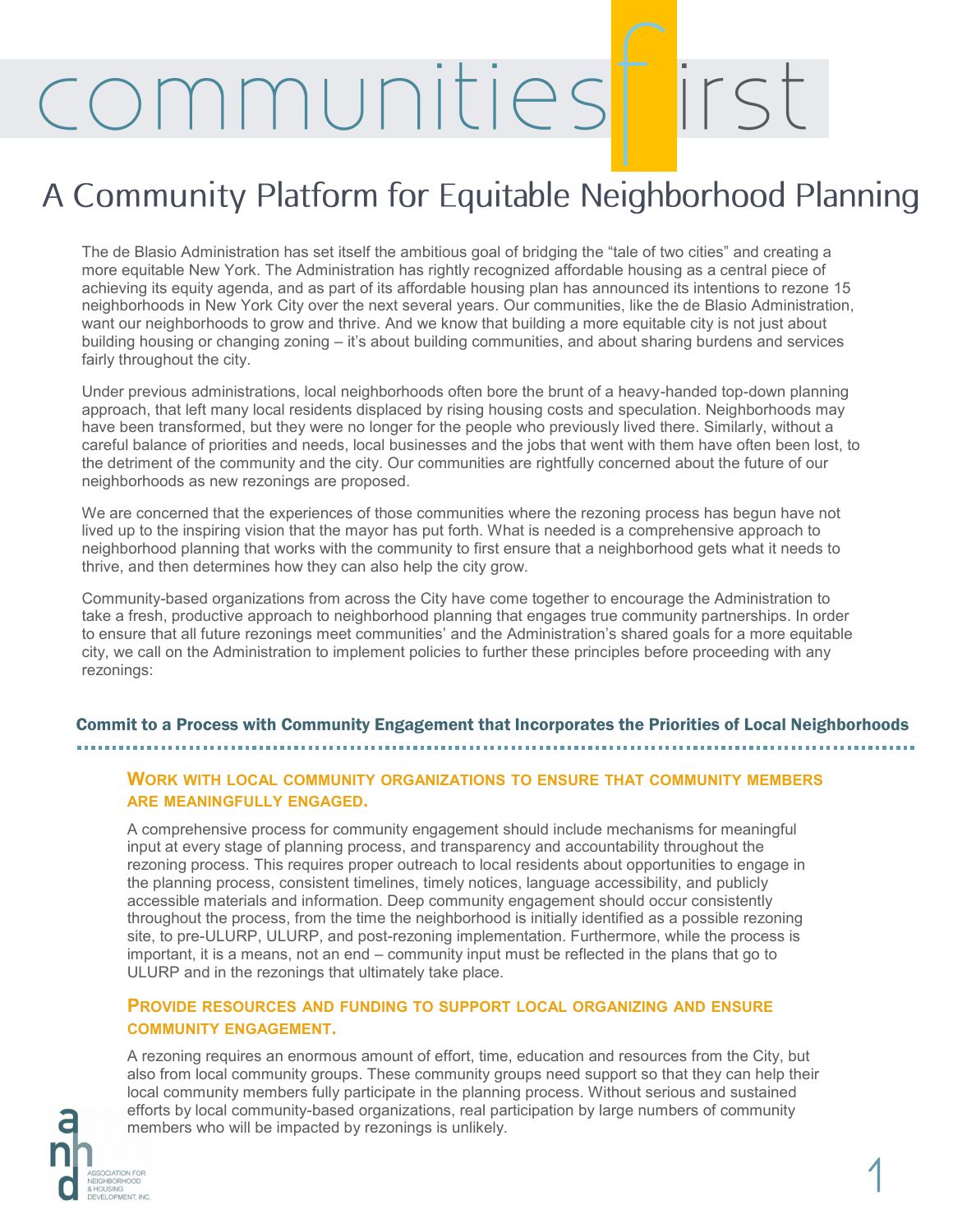# communities first

## A Community Platform for Equitable Neighborhood Planning

The de Blasio Administration has set itself the ambitious goal of bridging the "tale of two cities" and creating a more equitable New York. The Administration has rightly recognized affordable housing as a central piece of achieving its equity agenda, and as part of its affordable housing plan has announced its intentions to rezone 15 neighborhoods in New York City over the next several years. Our communities, like the de Blasio Administration, want our neighborhoods to grow and thrive. And we know that building a more equitable city is not just about building housing or changing zoning – it's about building communities, and about sharing burdens and services fairly throughout the city.

Under previous administrations, local neighborhoods often bore the brunt of a heavy-handed top-down planning approach, that left many local residents displaced by rising housing costs and speculation. Neighborhoods may have been transformed, but they were no longer for the people who previously lived there. Similarly, without a careful balance of priorities and needs, local businesses and the jobs that went with them have often been lost, to the detriment of the community and the city. Our communities are rightfully concerned about the future of our neighborhoods as new rezonings are proposed.

We are concerned that the experiences of those communities where the rezoning process has begun have not lived up to the inspiring vision that the mayor has put forth. What is needed is a comprehensive approach to neighborhood planning that works with the community to first ensure that a neighborhood gets what it needs to thrive, and then determines how they can also help the city grow.

Community-based organizations from across the City have come together to encourage the Administration to take a fresh, productive approach to neighborhood planning that engages true community partnerships. In order to ensure that all future rezonings meet communities' and the Administration's shared goals for a more equitable city, we call on the Administration to implement policies to further these principles before proceeding with any rezonings:

### Commit to a Process with Community Engagement that Incorporates the Priorities of Local Neighborhoods

#### Work with local community organizations to ensure that community members are meaningfully engaged.

A comprehensive process for community engagement should include mechanisms for meaningful input at every stage of planning process, and transparency and accountability throughout the rezoning process. This requires proper outreach to local residents about opportunities to engage in the planning process, consistent timelines, timely notices, language accessibility, and publicly accessible materials and information. Deep community engagement should occur consistently throughout the process, from the time the neighborhood is initially identified as a possible rezoning site, to pre-ULURP, ULURP, and post-rezoning implementation. Furthermore, while the process is important, it is a means, not an end – community input must be reflected in the plans that go to ULURP and in the rezonings that ultimately take place.

#### Provide resources and funding to support local organizing and ensure community engagement.

A rezoning requires an enormous amount of effort, time, education and resources from the City, but also from local community groups. These community groups need support so that they can help their local community members fully participate in the planning process. Without serious and sustained efforts by local community-based organizations, real participation by large numbers of community members who will be impacted by rezonings is unlikely.

ANHD – Association for Neighborhood & Housing Development, Inc.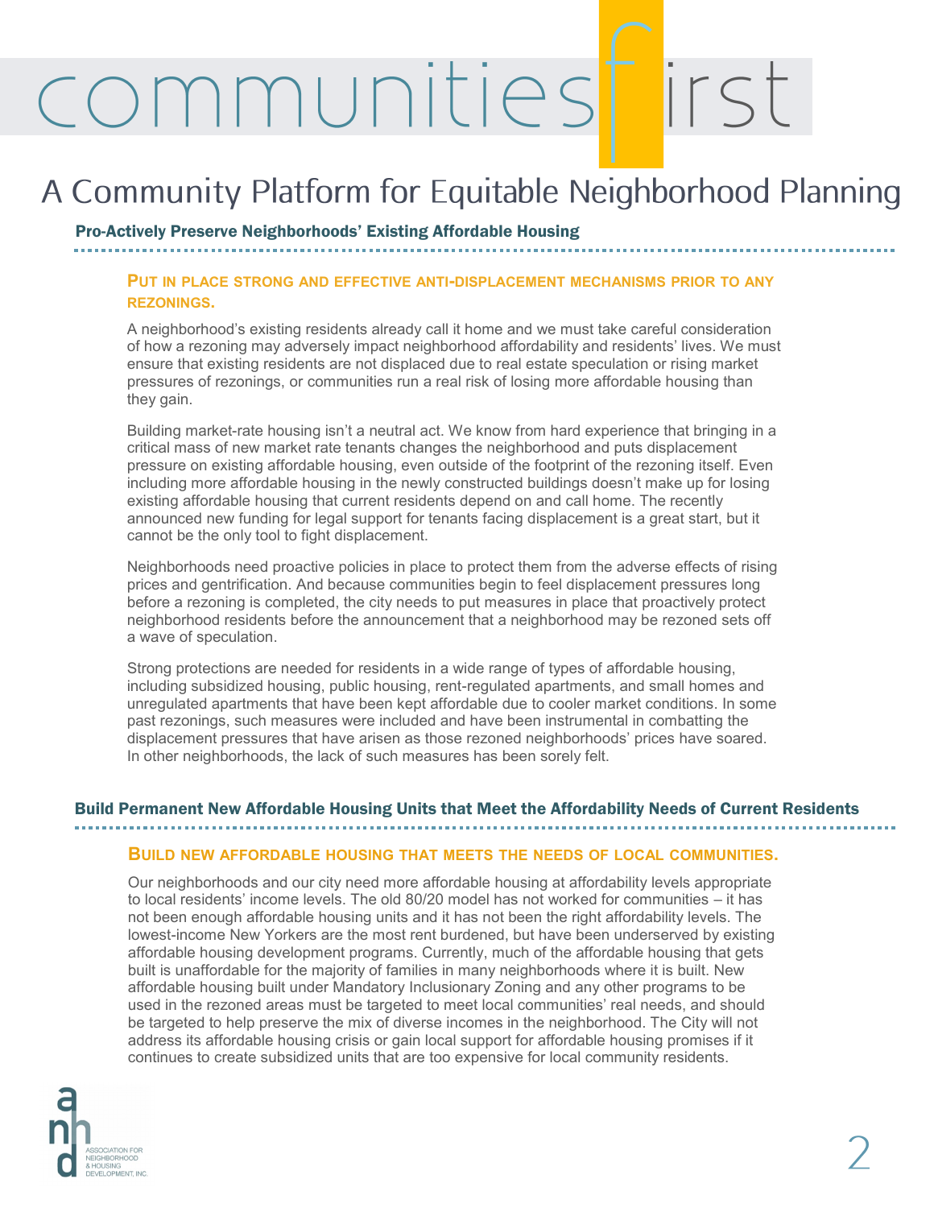# communities first

## A Community Platform for Equitable Neighborhood Planning

### Pro-Actively Preserve Neighborhoods' Existing Affordable Housing

#### Put in place strong and effective anti-displacement mechanisms prior to any rezonings.

A neighborhood's existing residents already call it home and we must take careful consideration of how a rezoning may adversely impact neighborhood affordability and residents' lives. We must ensure that existing residents are not displaced due to real estate speculation or rising market pressures of rezonings, or communities run a real risk of losing more affordable housing than they gain.

Building market-rate housing isn't a neutral act. We know from hard experience that bringing in a critical mass of new market rate tenants changes the neighborhood and puts displacement pressure on existing affordable housing, even outside of the footprint of the rezoning itself. Even including more affordable housing in the newly constructed buildings doesn't make up for losing existing affordable housing that current residents depend on and call home. The recently announced new funding for legal support for tenants facing displacement is a great start, but it cannot be the only tool to fight displacement.

Neighborhoods need proactive policies in place to protect them from the adverse effects of rising prices and gentrification. And because communities begin to feel displacement pressures long before a rezoning is completed, the city needs to put measures in place that proactively protect neighborhood residents before the announcement that a neighborhood may be rezoned sets off a wave of speculation.

Strong protections are needed for residents in a wide range of types of affordable housing, including subsidized housing, public housing, rent-regulated apartments, and small homes and unregulated apartments that have been kept affordable due to cooler market conditions. In some past rezonings, such measures were included and have been instrumental in combatting the displacement pressures that have arisen as those rezoned neighborhoods' prices have soared. In other neighborhoods, the lack of such measures has been sorely felt.

### Build Permanent New Affordable Housing Units that Meet the Affordability Needs of Current Residents

#### Build new affordable housing that meets the needs of local communities.

Our neighborhoods and our city need more affordable housing at affordability levels appropriate to local residents' income levels. The old 80/20 model has not worked for communities – it has not been enough affordable housing units and it has not been the right affordability levels. The lowest-income New Yorkers are the most rent burdened, but have been underserved by existing affordable housing development programs. Currently, much of the affordable housing that gets built is unaffordable for the majority of families in many neighborhoods where it is built. New affordable housing built under Mandatory Inclusionary Zoning and any other programs to be used in the rezoned areas must be targeted to meet local communities' real needs, and should be targeted to help preserve the mix of diverse incomes in the neighborhood. The City will not address its affordable housing crisis or gain local support for affordable housing promises if it continues to create subsidized units that are too expensive for local community residents.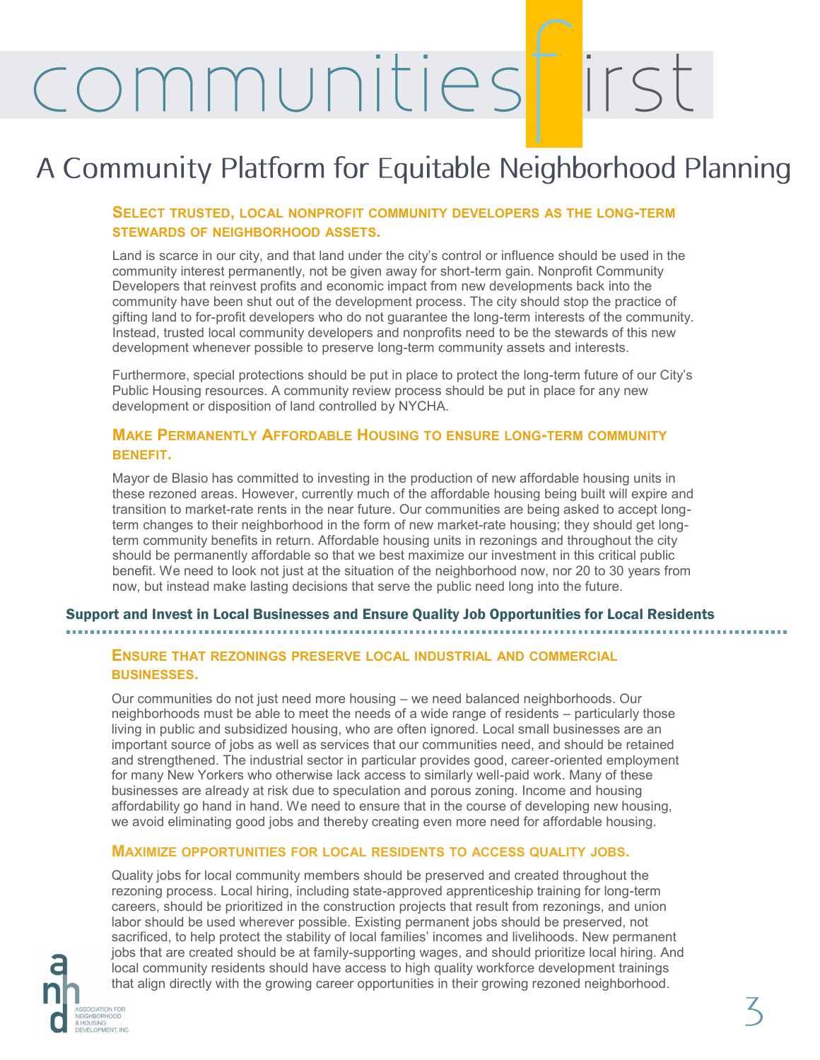# communities first

## A Community Platform for Equitable Neighborhood Planning

#### Select trusted, local nonprofit community developers as the long-term stewards of neighborhood assets.

Land is scarce in our city, and that land under the city's control or influence should be used in the community interest permanently, not be given away for short-term gain. Nonprofit Community Developers that reinvest profits and economic impact from new developments back into the community have been shut out of the development process. The city should stop the practice of gifting land to for-profit developers who do not guarantee the long-term interests of the community. Instead, trusted local community developers and nonprofits need to be the stewards of this new development whenever possible to preserve long-term community assets and interests.

Furthermore, special protections should be put in place to protect the long-term future of our City's Public Housing resources. A community review process should be put in place for any new development or disposition of land controlled by NYCHA.

#### Make Permanently Affordable Housing to ensure long-term community benefit.

Mayor de Blasio has committed to investing in the production of new affordable housing units in these rezoned areas. However, currently much of the affordable housing being built will expire and transition to market-rate rents in the near future. Our communities are being asked to accept long-term changes to their neighborhood in the form of new market-rate housing; they should get long-term community benefits in return. Affordable housing units in rezonings and throughout the city should be permanently affordable so that we best maximize our investment in this critical public benefit. We need to look not just at the situation of the neighborhood now, nor 20 to 30 years from now, but instead make lasting decisions that serve the public need long into the future.

### Support and Invest in Local Businesses and Ensure Quality Job Opportunities for Local Residents

#### Ensure that rezonings preserve local industrial and commercial businesses.

Our communities do not just need more housing – we need balanced neighborhoods. Our neighborhoods must be able to meet the needs of a wide range of residents – particularly those living in public and subsidized housing, who are often ignored. Local small businesses are an important source of jobs as well as services that our communities need, and should be retained and strengthened. The industrial sector in particular provides good, career-oriented employment for many New Yorkers who otherwise lack access to similarly well-paid work. Many of these businesses are already at risk due to speculation and porous zoning. Income and housing affordability go hand in hand. We need to ensure that in the course of developing new housing, we avoid eliminating good jobs and thereby creating even more need for affordable housing.

#### Maximize opportunities for local residents to access quality jobs.

Quality jobs for local community members should be preserved and created throughout the rezoning process. Local hiring, including state-approved apprenticeship training for long-term careers, should be prioritized in the construction projects that result from rezonings, and union labor should be used wherever possible. Existing permanent jobs should be preserved, not sacrificed, to help protect the stability of local families' incomes and livelihoods. New permanent jobs that are created should be at family-supporting wages, and should prioritize local hiring. And local community residents should have access to high quality workforce development trainings that align directly with the growing career opportunities in their growing rezoned neighborhood.

Association for Neighborhood & Housing Development, Inc.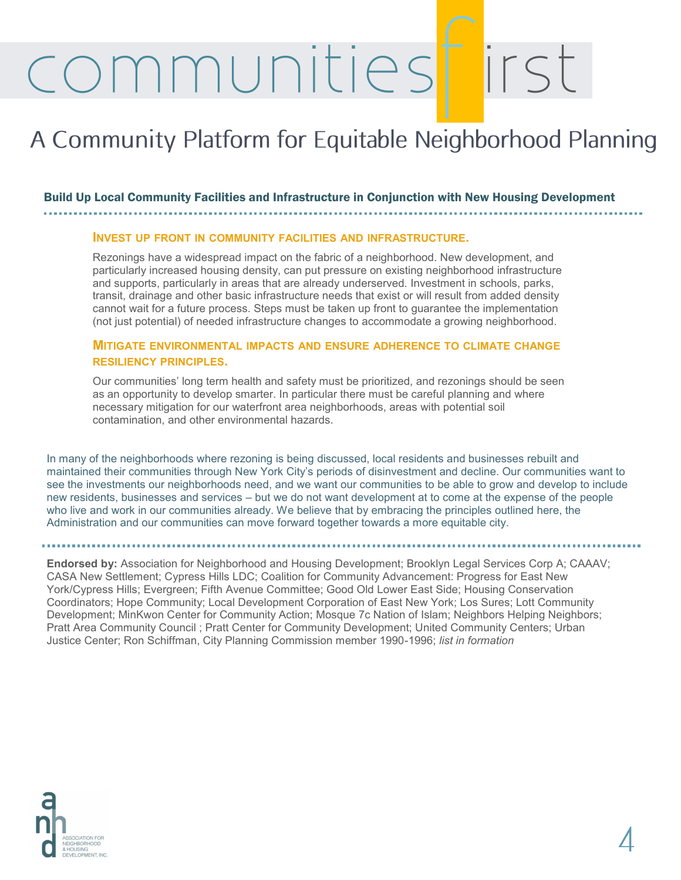# communities first

## A Community Platform for Equitable Neighborhood Planning

### Build Up Local Community Facilities and Infrastructure in Conjunction with New Housing Development

#### Invest up front in community facilities and infrastructure.

Rezonings have a widespread impact on the fabric of a neighborhood. New development, and particularly increased housing density, can put pressure on existing neighborhood infrastructure and supports, particularly in areas that are already underserved. Investment in schools, parks, transit, drainage and other basic infrastructure needs that exist or will result from added density cannot wait for a future process. Steps must be taken up front to guarantee the implementation (not just potential) of needed infrastructure changes to accommodate a growing neighborhood.

#### Mitigate environmental impacts and ensure adherence to climate change resiliency principles.

Our communities' long term health and safety must be prioritized, and rezonings should be seen as an opportunity to develop smarter. In particular there must be careful planning and where necessary mitigation for our waterfront area neighborhoods, areas with potential soil contamination, and other environmental hazards.

In many of the neighborhoods where rezoning is being discussed, local residents and businesses rebuilt and maintained their communities through New York City's periods of disinvestment and decline. Our communities want to see the investments our neighborhoods need, and we want our communities to be able to grow and develop to include new residents, businesses and services – but we do not want development at to come at the expense of the people who live and work in our communities already. We believe that by embracing the principles outlined here, the Administration and our communities can move forward together towards a more equitable city.

**Endorsed by:** Association for Neighborhood and Housing Development; Brooklyn Legal Services Corp A; CAAAV; CASA New Settlement; Cypress Hills LDC; Coalition for Community Advancement: Progress for East New York/Cypress Hills; Evergreen; Fifth Avenue Committee; Good Old Lower East Side; Housing Conservation Coordinators; Hope Community; Local Development Corporation of East New York; Los Sures; Lott Community Development; MinKwon Center for Community Action; Mosque 7c Nation of Islam; Neighbors Helping Neighbors; Pratt Area Community Council ; Pratt Center for Community Development; United Community Centers; Urban Justice Center; Ron Schiffman, City Planning Commission member 1990-1996; *list in formation*

anhd ASSOCIATION FOR NEIGHBORHOOD & HOUSING DEVELOPMENT, INC.